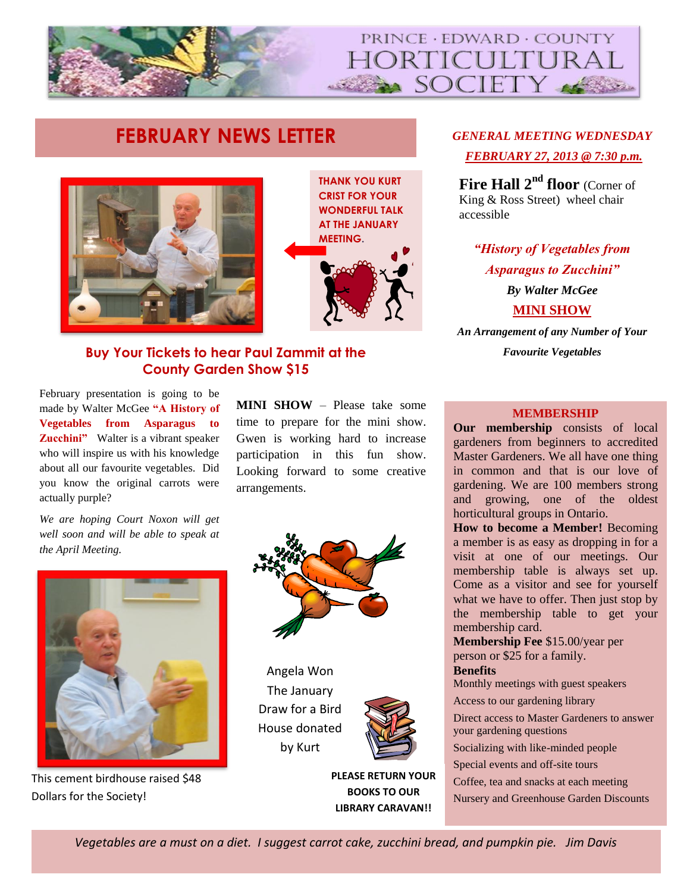# PRINCE · EDWARD · COUNTY HORTICULTURAL SOCIETY

## FEBRUARY NEWS LETTER

**THANK YOU KURT CRIST FOR YOUR WONDERFUL TALK AT THE JANUARY MEETING.**

### Buy Your Tickets to hear Paul Zammit at the County Garden Show $15

February presentation is going to be made by Walter McGee **"A History of Vegetables from Asparagus to Zucchini"** Walter is a vibrant speaker who will inspire us with his knowledge about all our favourite vegetables. Did you know the original carrots were actually purple?

*We are hoping Court Noxon will get well soon and will be able to speak at the April Meeting.*

This cement birdhouse raised $48 Dollars for the Society!

**MINI SHOW** – Please take some time to prepare for the mini show. Gwen is working hard to increase participation in this fun show. Looking forward to some creative arrangements.

Angela Won The January Draw for a Bird House donated by Kurt

**PLEASE RETURN YOUR BOOKS TO OUR LIBRARY CARAVAN!!**

***GENERAL MEETING WEDNESDAY FEBRUARY 27, 2013 @ 7:30 p.m.***

**Fire Hall 2nd floor** (Corner of King & Ross Street) wheel chair accessible

***"History of Vegetables from Asparagus to Zucchini"***

***By Walter McGee***

**MINI SHOW**

*An Arrangement of any Number of Your Favourite Vegetables*

### MEMBERSHIP

**Our membership** consists of local gardeners from beginners to accredited Master Gardeners. We all have one thing in common and that is our love of gardening. We are 100 members strong and growing, one of the oldest horticultural groups in Ontario.

**How to become a Member!** Becoming a member is as easy as dropping in for a visit at one of our meetings. Our membership table is always set up. Come as a visitor and see for yourself what we have to offer. Then just stop by the membership table to get your membership card.

**Membership Fee** $15.00/year per person or $25 for a family.

**Benefits**

- Monthly meetings with guest speakers
- Access to our gardening library
- Direct access to Master Gardeners to answer your gardening questions
- Socializing with like-minded people
- Special events and off-site tours
- Coffee, tea and snacks at each meeting
- Nursery and Greenhouse Garden Discounts

*Vegetables are a must on a diet. I suggest carrot cake, zucchini bread, and pumpkin pie. Jim Davis*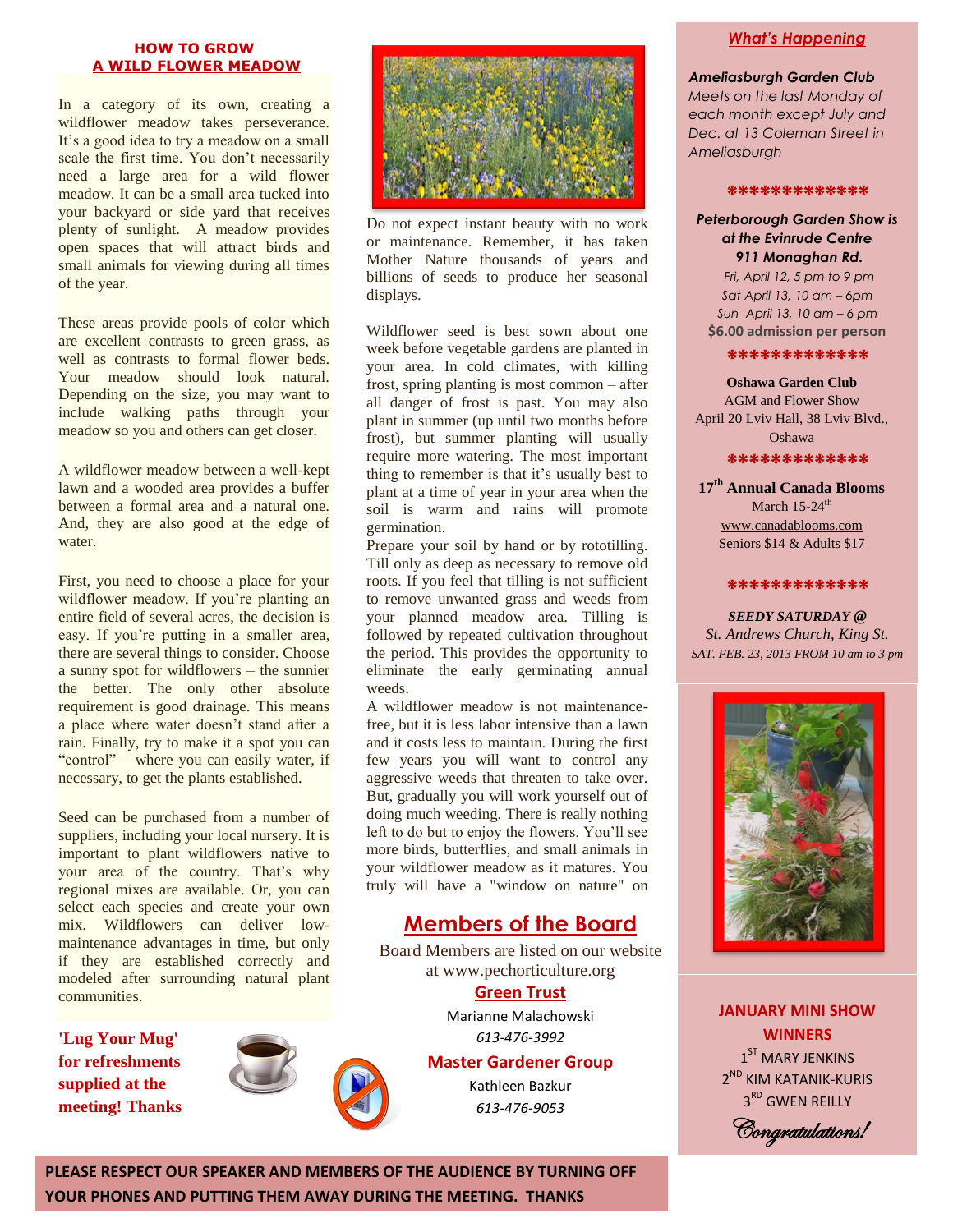## HOW TO GROW
## A WILD FLOWER MEADOW

In a category of its own, creating a wildflower meadow takes perseverance. It's a good idea to try a meadow on a small scale the first time. You don't necessarily need a large area for a wild flower meadow. It can be a small area tucked into your backyard or side yard that receives plenty of sunlight. A meadow provides open spaces that will attract birds and small animals for viewing during all times of the year.

These areas provide pools of color which are excellent contrasts to green grass, as well as contrasts to formal flower beds. Your meadow should look natural. Depending on the size, you may want to include walking paths through your meadow so you and others can get closer.

A wildflower meadow between a well-kept lawn and a wooded area provides a buffer between a formal area and a natural one. And, they are also good at the edge of water.

First, you need to choose a place for your wildflower meadow. If you're planting an entire field of several acres, the decision is easy. If you're putting in a smaller area, there are several things to consider. Choose a sunny spot for wildflowers – the sunnier the better. The only other absolute requirement is good drainage. This means a place where water doesn't stand after a rain. Finally, try to make it a spot you can "control" – where you can easily water, if necessary, to get the plants established.

Seed can be purchased from a number of suppliers, including your local nursery. It is important to plant wildflowers native to your area of the country. That's why regional mixes are available. Or, you can select each species and create your own mix. Wildflowers can deliver low-maintenance advantages in time, but only if they are established correctly and modeled after surrounding natural plant communities.

Do not expect instant beauty with no work or maintenance. Remember, it has taken Mother Nature thousands of years and billions of seeds to produce her seasonal displays.

Wildflower seed is best sown about one week before vegetable gardens are planted in your area. In cold climates, with killing frost, spring planting is most common – after all danger of frost is past. You may also plant in summer (up until two months before frost), but summer planting will usually require more watering. The most important thing to remember is that it's usually best to plant at a time of year in your area when the soil is warm and rains will promote germination.

Prepare your soil by hand or by rototilling. Till only as deep as necessary to remove old roots. If you feel that tilling is not sufficient to remove unwanted grass and weeds from your planned meadow area. Tilling is followed by repeated cultivation throughout the period. This provides the opportunity to eliminate the early germinating annual weeds.

A wildflower meadow is not maintenance-free, but it is less labor intensive than a lawn and it costs less to maintain. During the first few years you will want to control any aggressive weeds that threaten to take over. But, gradually you will work yourself out of doing much weeding. There is really nothing left to do but to enjoy the flowers. You'll see more birds, butterflies, and small animals in your wildflower meadow as it matures. You truly will have a "window on nature" on

**'Lug Your Mug' for refreshments supplied at the meeting! Thanks**

## Members of the Board

Board Members are listed on our website at www.pechorticulture.org

### Green Trust

Marianne Malachowski
*613-476-3992*

### Master Gardener Group

Kathleen Bazkur
*613-476-9053*

## *What's Happening*

***Ameliasburgh Garden Club***
*Meets on the last Monday of each month except July and Dec. at 13 Coleman Street in Ameliasburgh*

*************

***Peterborough Garden Show is at the Evinrude Centre***
***911 Monaghan Rd.***
*Fri, April 12, 5 pm to 9 pm*
*Sat April 13, 10 am – 6pm*
*Sun April 13, 10 am – 6 pm*
**$6.00 admission per person**

*************

**Oshawa Garden Club**
AGM and Flower Show
April 20 Lviv Hall, 38 Lviv Blvd., Oshawa

*************

**17th Annual Canada Blooms**
March 15-24th
www.canadablooms.com
Seniors $14 & Adults $17

*************

***SEEDY SATURDAY @***
*St. Andrews Church, King St.*
*SAT. FEB. 23, 2013 FROM 10 am to 3 pm*

**JANUARY MINI SHOW WINNERS**

1ST MARY JENKINS
2ND KIM KATANIK-KURIS
3RD GWEN REILLY

*Congratulations!*

**PLEASE RESPECT OUR SPEAKER AND MEMBERS OF THE AUDIENCE BY TURNING OFF YOUR PHONES AND PUTTING THEM AWAY DURING THE MEETING. THANKS**